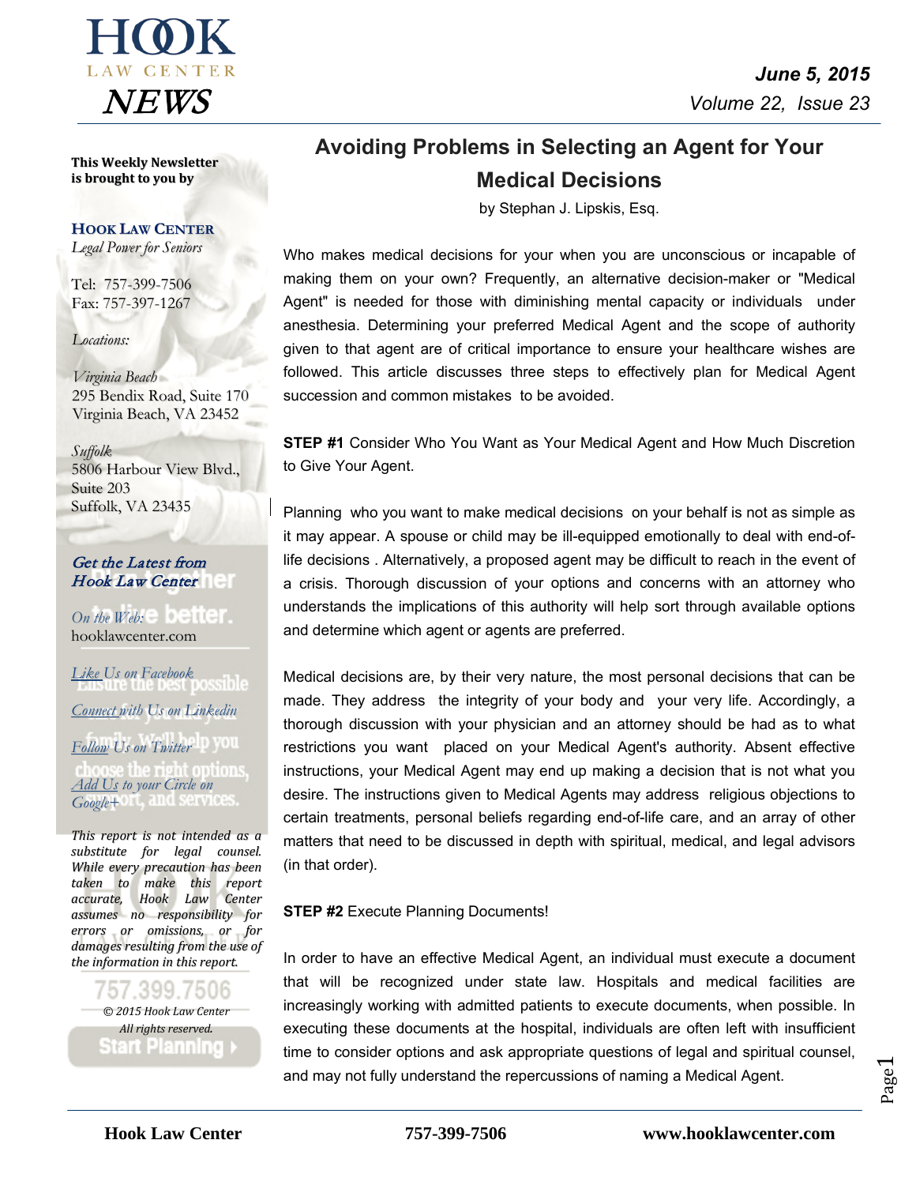# HOOK LAW CENTER NEWS

**June 5, 2015**
*Volume 22, Issue 23*

**This Weekly Newsletter is brought to you by**

**HOOK LAW CENTER**
*Legal Power for Seniors*

Tel: 757-399-7506
Fax: 757-397-1267

*Locations:*

*Virginia Beach*
295 Bendix Road, Suite 170
Virginia Beach, VA 23452

*Suffolk*
5806 Harbour View Blvd., Suite 203
Suffolk, VA 23435

***Get the Latest from Hook Law Center***

*On the Web:*
hooklawcenter.com

*Like Us on Facebook*

*Connect with Us on Linkedin*

*Follow Us on Twitter*

*Add Us to your Circle on Google+*

*This report is not intended as a substitute for legal counsel. While every precaution has been taken to make this report accurate, Hook Law Center assumes no responsibility for errors or omissions, or for damages resulting from the use of the information in this report.*

*© 2015 Hook Law Center*
*All rights reserved.*

## Avoiding Problems in Selecting an Agent for Your Medical Decisions

by Stephan J. Lipskis, Esq.

Who makes medical decisions for your when you are unconscious or incapable of making them on your own? Frequently, an alternative decision-maker or "Medical Agent" is needed for those with diminishing mental capacity or individuals under anesthesia. Determining your preferred Medical Agent and the scope of authority given to that agent are of critical importance to ensure your healthcare wishes are followed. This article discusses three steps to effectively plan for Medical Agent succession and common mistakes to be avoided.

**STEP #1** Consider Who You Want as Your Medical Agent and How Much Discretion to Give Your Agent.

Planning who you want to make medical decisions on your behalf is not as simple as it may appear. A spouse or child may be ill-equipped emotionally to deal with end-of-life decisions . Alternatively, a proposed agent may be difficult to reach in the event of a crisis. Thorough discussion of your options and concerns with an attorney who understands the implications of this authority will help sort through available options and determine which agent or agents are preferred.

Medical decisions are, by their very nature, the most personal decisions that can be made. They address the integrity of your body and your very life. Accordingly, a thorough discussion with your physician and an attorney should be had as to what restrictions you want placed on your Medical Agent's authority. Absent effective instructions, your Medical Agent may end up making a decision that is not what you desire. The instructions given to Medical Agents may address religious objections to certain treatments, personal beliefs regarding end-of-life care, and an array of other matters that need to be discussed in depth with spiritual, medical, and legal advisors (in that order).

**STEP #2** Execute Planning Documents!

In order to have an effective Medical Agent, an individual must execute a document that will be recognized under state law. Hospitals and medical facilities are increasingly working with admitted patients to execute documents, when possible. In executing these documents at the hospital, individuals are often left with insufficient time to consider options and ask appropriate questions of legal and spiritual counsel, and may not fully understand the repercussions of naming a Medical Agent.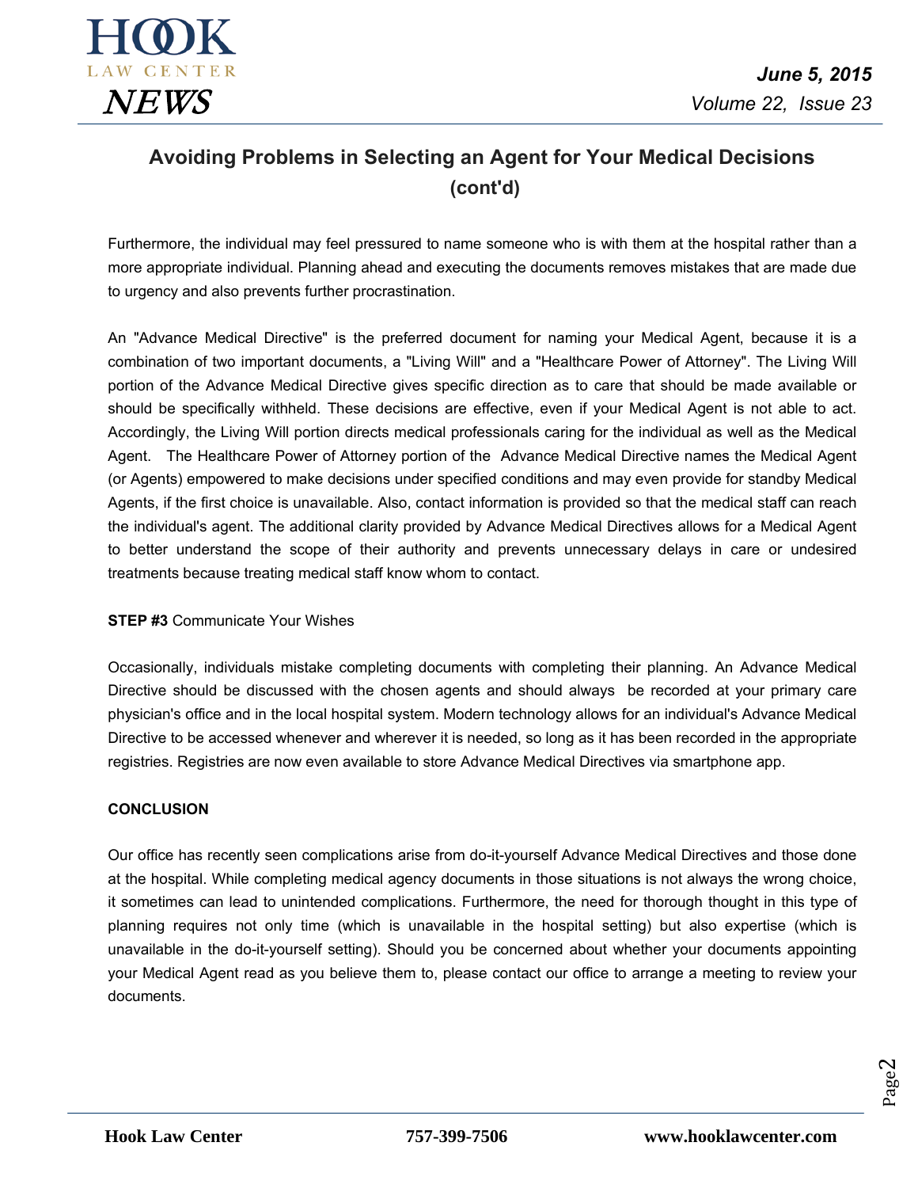## Avoiding Problems in Selecting an Agent for Your Medical Decisions (cont'd)

Furthermore, the individual may feel pressured to name someone who is with them at the hospital rather than a more appropriate individual. Planning ahead and executing the documents removes mistakes that are made due to urgency and also prevents further procrastination.

An "Advance Medical Directive" is the preferred document for naming your Medical Agent, because it is a combination of two important documents, a "Living Will" and a "Healthcare Power of Attorney". The Living Will portion of the Advance Medical Directive gives specific direction as to care that should be made available or should be specifically withheld. These decisions are effective, even if your Medical Agent is not able to act. Accordingly, the Living Will portion directs medical professionals caring for the individual as well as the Medical Agent. The Healthcare Power of Attorney portion of the Advance Medical Directive names the Medical Agent (or Agents) empowered to make decisions under specified conditions and may even provide for standby Medical Agents, if the first choice is unavailable. Also, contact information is provided so that the medical staff can reach the individual's agent. The additional clarity provided by Advance Medical Directives allows for a Medical Agent to better understand the scope of their authority and prevents unnecessary delays in care or undesired treatments because treating medical staff know whom to contact.

**STEP #3** Communicate Your Wishes

Occasionally, individuals mistake completing documents with completing their planning. An Advance Medical Directive should be discussed with the chosen agents and should always be recorded at your primary care physician's office and in the local hospital system. Modern technology allows for an individual's Advance Medical Directive to be accessed whenever and wherever it is needed, so long as it has been recorded in the appropriate registries. Registries are now even available to store Advance Medical Directives via smartphone app.

**CONCLUSION**

Our office has recently seen complications arise from do-it-yourself Advance Medical Directives and those done at the hospital. While completing medical agency documents in those situations is not always the wrong choice, it sometimes can lead to unintended complications. Furthermore, the need for thorough thought in this type of planning requires not only time (which is unavailable in the hospital setting) but also expertise (which is unavailable in the do-it-yourself setting). Should you be concerned about whether your documents appointing your Medical Agent read as you believe them to, please contact our office to arrange a meeting to review your documents.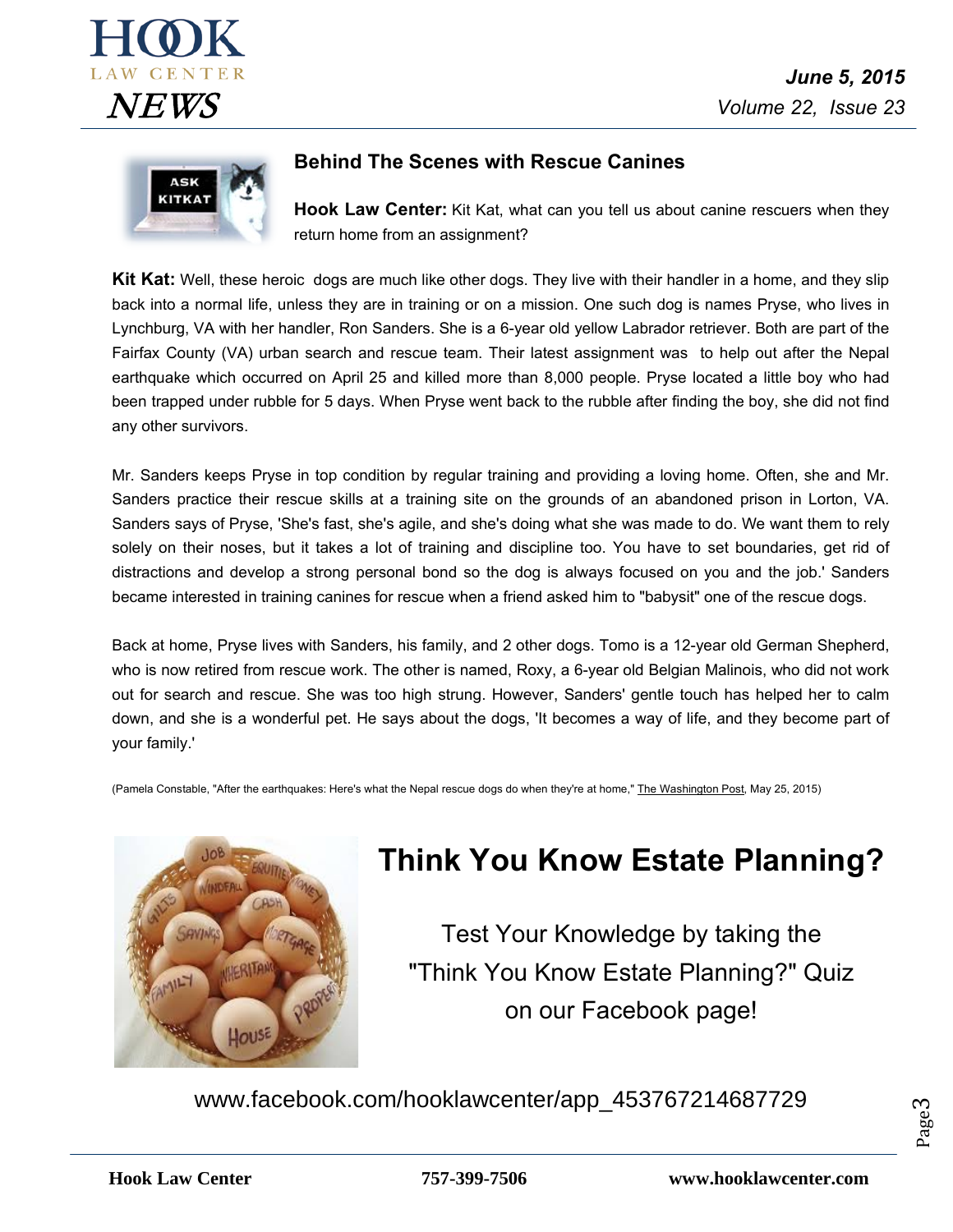## Behind The Scenes with Rescue Canines

**Hook Law Center:** Kit Kat, what can you tell us about canine rescuers when they return home from an assignment?

**Kit Kat:** Well, these heroic dogs are much like other dogs. They live with their handler in a home, and they slip back into a normal life, unless they are in training or on a mission. One such dog is names Pryse, who lives in Lynchburg, VA with her handler, Ron Sanders. She is a 6-year old yellow Labrador retriever. Both are part of the Fairfax County (VA) urban search and rescue team. Their latest assignment was to help out after the Nepal earthquake which occurred on April 25 and killed more than 8,000 people. Pryse located a little boy who had been trapped under rubble for 5 days. When Pryse went back to the rubble after finding the boy, she did not find any other survivors.

Mr. Sanders keeps Pryse in top condition by regular training and providing a loving home. Often, she and Mr. Sanders practice their rescue skills at a training site on the grounds of an abandoned prison in Lorton, VA. Sanders says of Pryse, 'She's fast, she's agile, and she's doing what she was made to do. We want them to rely solely on their noses, but it takes a lot of training and discipline too. You have to set boundaries, get rid of distractions and develop a strong personal bond so the dog is always focused on you and the job.' Sanders became interested in training canines for rescue when a friend asked him to "babysit" one of the rescue dogs.

Back at home, Pryse lives with Sanders, his family, and 2 other dogs. Tomo is a 12-year old German Shepherd, who is now retired from rescue work. The other is named, Roxy, a 6-year old Belgian Malinois, who did not work out for search and rescue. She was too high strung. However, Sanders' gentle touch has helped her to calm down, and she is a wonderful pet. He says about the dogs, 'It becomes a way of life, and they become part of your family.'

(Pamela Constable, "After the earthquakes: Here's what the Nepal rescue dogs do when they're at home," The Washington Post, May 25, 2015)

# Think You Know Estate Planning?

Test Your Knowledge by taking the "Think You Know Estate Planning?" Quiz on our Facebook page!

www.facebook.com/hooklawcenter/app_453767214687729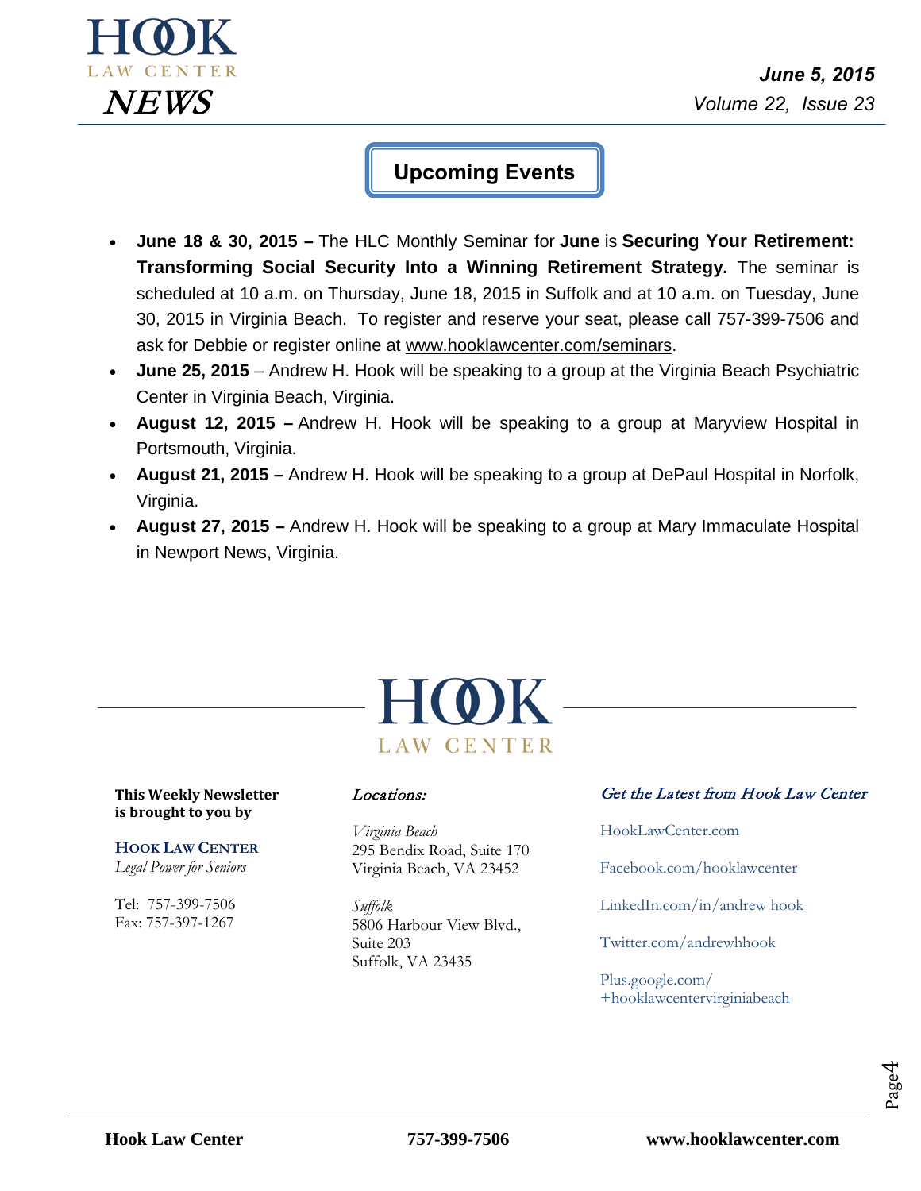# HOOK LAW CENTER NEWS

*June 5, 2015*
*Volume 22, Issue 23*

## Upcoming Events

- **June 18 & 30, 2015 –** The HLC Monthly Seminar for **June** is **Securing Your Retirement: Transforming Social Security Into a Winning Retirement Strategy.** The seminar is scheduled at 10 a.m. on Thursday, June 18, 2015 in Suffolk and at 10 a.m. on Tuesday, June 30, 2015 in Virginia Beach. To register and reserve your seat, please call 757-399-7506 and ask for Debbie or register online at www.hooklawcenter.com/seminars.
- **June 25, 2015** – Andrew H. Hook will be speaking to a group at the Virginia Beach Psychiatric Center in Virginia Beach, Virginia.
- **August 12, 2015 –** Andrew H. Hook will be speaking to a group at Maryview Hospital in Portsmouth, Virginia.
- **August 21, 2015 –** Andrew H. Hook will be speaking to a group at DePaul Hospital in Norfolk, Virginia.
- **August 27, 2015 –** Andrew H. Hook will be speaking to a group at Mary Immaculate Hospital in Newport News, Virginia.

HOOK LAW CENTER

**This Weekly Newsletter is brought to you by**

**HOOK LAW CENTER**
*Legal Power for Seniors*

Tel: 757-399-7506
Fax: 757-397-1267

*Locations:*

*Virginia Beach*
295 Bendix Road, Suite 170
Virginia Beach, VA 23452

*Suffolk*
5806 Harbour View Blvd.,
Suite 203
Suffolk, VA 23435

*Get the Latest from Hook Law Center*

HookLawCenter.com

Facebook.com/hooklawcenter

LinkedIn.com/in/andrew hook

Twitter.com/andrewhhook

Plus.google.com/+hooklawcentervirginiabeach